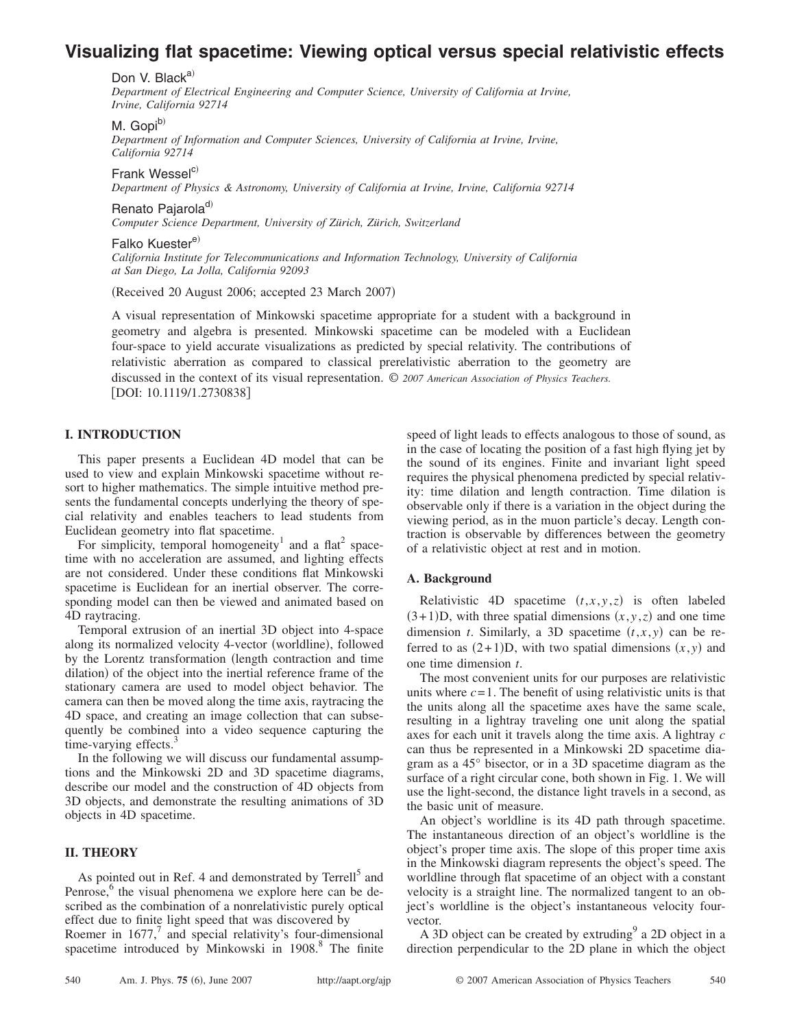# Visualizing flat spacetime: Viewing optical versus special relativistic effects

Don V. Black[a)]
*Department of Electrical Engineering and Computer Science, University of California at Irvine, Irvine, California 92714*

M. Gopi[b)]
*Department of Information and Computer Sciences, University of California at Irvine, Irvine, California 92714*

Frank Wessel[c)]
*Department of Physics & Astronomy, University of California at Irvine, Irvine, California 92714*

Renato Pajarola[d)]
*Computer Science Department, University of Zürich, Zürich, Switzerland*

Falko Kuester[e)]
*California Institute for Telecommunications and Information Technology, University of California at San Diego, La Jolla, California 92093*

(Received 20 August 2006; accepted 23 March 2007)

A visual representation of Minkowski spacetime appropriate for a student with a background in geometry and algebra is presented. Minkowski spacetime can be modeled with a Euclidean four-space to yield accurate visualizations as predicted by special relativity. The contributions of relativistic aberration as compared to classical prerelativistic aberration to the geometry are discussed in the context of its visual representation. © *2007 American Association of Physics Teachers.*
[DOI: 10.1119/1.2730838]

## I. INTRODUCTION

This paper presents a Euclidean 4D model that can be used to view and explain Minkowski spacetime without resort to higher mathematics. The simple intuitive method presents the fundamental concepts underlying the theory of special relativity and enables teachers to lead students from Euclidean geometry into flat spacetime.

For simplicity, temporal homogeneity[1] and a flat[2] spacetime with no acceleration are assumed, and lighting effects are not considered. Under these conditions flat Minkowski spacetime is Euclidean for an inertial observer. The corresponding model can then be viewed and animated based on 4D raytracing.

Temporal extrusion of an inertial 3D object into 4-space along its normalized velocity 4-vector (worldline), followed by the Lorentz transformation (length contraction and time dilation) of the object into the inertial reference frame of the stationary camera are used to model object behavior. The camera can then be moved along the time axis, raytracing the 4D space, and creating an image collection that can subsequently be combined into a video sequence capturing the time-varying effects.[3]

In the following we will discuss our fundamental assumptions and the Minkowski 2D and 3D spacetime diagrams, describe our model and the construction of 4D objects from 3D objects, and demonstrate the resulting animations of 3D objects in 4D spacetime.

## II. THEORY

As pointed out in Ref. 4 and demonstrated by Terrell[5] and Penrose,[6] the visual phenomena we explore here can be described as the combination of a nonrelativistic purely optical effect due to finite light speed that was discovered by Roemer in 1677,[7] and special relativity's four-dimensional spacetime introduced by Minkowski in 1908.[8] The finite speed of light leads to effects analogous to those of sound, as in the case of locating the position of a fast high flying jet by the sound of its engines. Finite and invariant light speed requires the physical phenomena predicted by special relativity: time dilation and length contraction. Time dilation is observable only if there is a variation in the object during the viewing period, as in the muon particle's decay. Length contraction is observable by differences between the geometry of a relativistic object at rest and in motion.

### A. Background

Relativistic 4D spacetime $(t,x,y,z)$ is often labeled $(3+1)$D, with three spatial dimensions $(x,y,z)$ and one time dimension $t$. Similarly, a 3D spacetime $(t,x,y)$ can be referred to as $(2+1)$D, with two spatial dimensions $(x,y)$ and one time dimension $t$.

The most convenient units for our purposes are relativistic units where $c=1$. The benefit of using relativistic units is that the units along all the spacetime axes have the same scale, resulting in a lightray traveling one unit along the spatial axes for each unit it travels along the time axis. A lightray $c$ can thus be represented in a Minkowski 2D spacetime diagram as a 45° bisector, or in a 3D spacetime diagram as the surface of a right circular cone, both shown in Fig. 1. We will use the light-second, the distance light travels in a second, as the basic unit of measure.

An object's worldline is its 4D path through spacetime. The instantaneous direction of an object's worldline is the object's proper time axis. The slope of this proper time axis in the Minkowski diagram represents the object's speed. The worldline through flat spacetime of an object with a constant velocity is a straight line. The normalized tangent to an object's worldline is the object's instantaneous velocity four-vector.

A 3D object can be created by extruding[9] a 2D object in a direction perpendicular to the 2D plane in which the object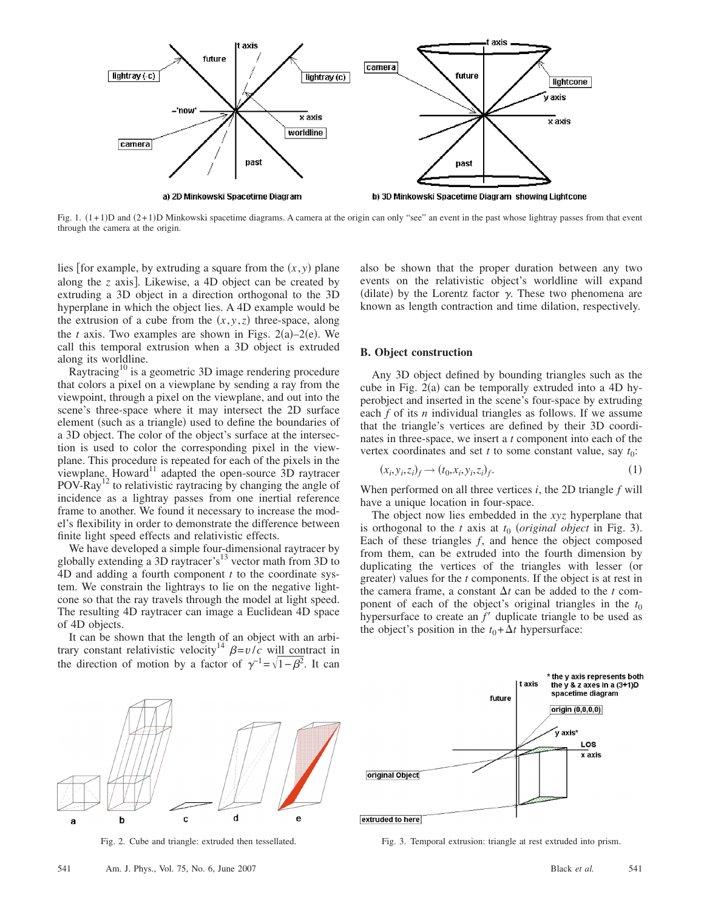Fig. 1. (1+1)D and (2+1)D Minkowski spacetime diagrams. A camera at the origin can only "see" an event in the past whose lightray passes from that event through the camera at the origin.

lies [for example, by extruding a square from the $(x,y)$ plane along the $z$ axis]. Likewise, a 4D object can be created by extruding a 3D object in a direction orthogonal to the 3D hyperplane in which the object lies. A 4D example would be the extrusion of a cube from the $(x,y,z)$ three-space, along the $t$ axis. Two examples are shown in Figs. 2(a)–2(e). We call this temporal extrusion when a 3D object is extruded along its worldline.

Raytracing[10] is a geometric 3D image rendering procedure that colors a pixel on a viewplane by sending a ray from the viewpoint, through a pixel on the viewplane, and out into the scene's three-space where it may intersect the 2D surface element (such as a triangle) used to define the boundaries of a 3D object. The color of the object's surface at the intersection is used to color the corresponding pixel in the viewplane. This procedure is repeated for each of the pixels in the viewplane. Howard[11] adapted the open-source 3D raytracer POV-Ray[12] to relativistic raytracing by changing the angle of incidence as a lightray passes from one inertial reference frame to another. We found it necessary to increase the model's flexibility in order to demonstrate the difference between finite light speed effects and relativistic effects.

We have developed a simple four-dimensional raytracer by globally extending a 3D raytracer's[13] vector math from 3D to 4D and adding a fourth component $t$ to the coordinate system. We constrain the lightrays to lie on the negative lightcone so that the ray travels through the model at light speed. The resulting 4D raytracer can image a Euclidean 4D space of 4D objects.

It can be shown that the length of an object with an arbitrary constant relativistic velocity[14] $\beta = v/c$ will contract in the direction of motion by a factor of $\gamma^{-1} = \sqrt{1-\beta^2}$. It can also be shown that the proper duration between any two events on the relativistic object's worldline will expand (dilate) by the Lorentz factor $\gamma$. These two phenomena are known as length contraction and time dilation, respectively.

## B. Object construction

Any 3D object defined by bounding triangles such as the cube in Fig. 2(a) can be temporally extruded into a 4D hyperobject and inserted in the scene's four-space by extruding each $f$ of its $n$ individual triangles as follows. If we assume that the triangle's vertices are defined by their 3D coordinates in three-space, we insert a $t$ component into each of the vertex coordinates and set $t$ to some constant value, say $t_0$:

$$(x_i, y_i, z_i)_f \rightarrow (t_0, x_i, y_i, z_i)_f. \tag{1}$$

When performed on all three vertices $i$, the 2D triangle $f$ will have a unique location in four-space.

The object now lies embedded in the $xyz$ hyperplane that is orthogonal to the $t$ axis at $t_0$ (*original object* in Fig. 3). Each of these triangles $f$, and hence the object composed from them, can be extruded into the fourth dimension by duplicating the vertices of the triangles with lesser (or greater) values for the $t$ components. If the object is at rest in the camera frame, a constant $\Delta t$ can be added to the $t$ component of each of the object's original triangles in the $t_0$ hypersurface to create an $f'$ duplicate triangle to be used as the object's position in the $t_0 + \Delta t$ hypersurface:

Fig. 2. Cube and triangle: extruded then tessellated.

Fig. 3. Temporal extrusion: triangle at rest extruded into prism.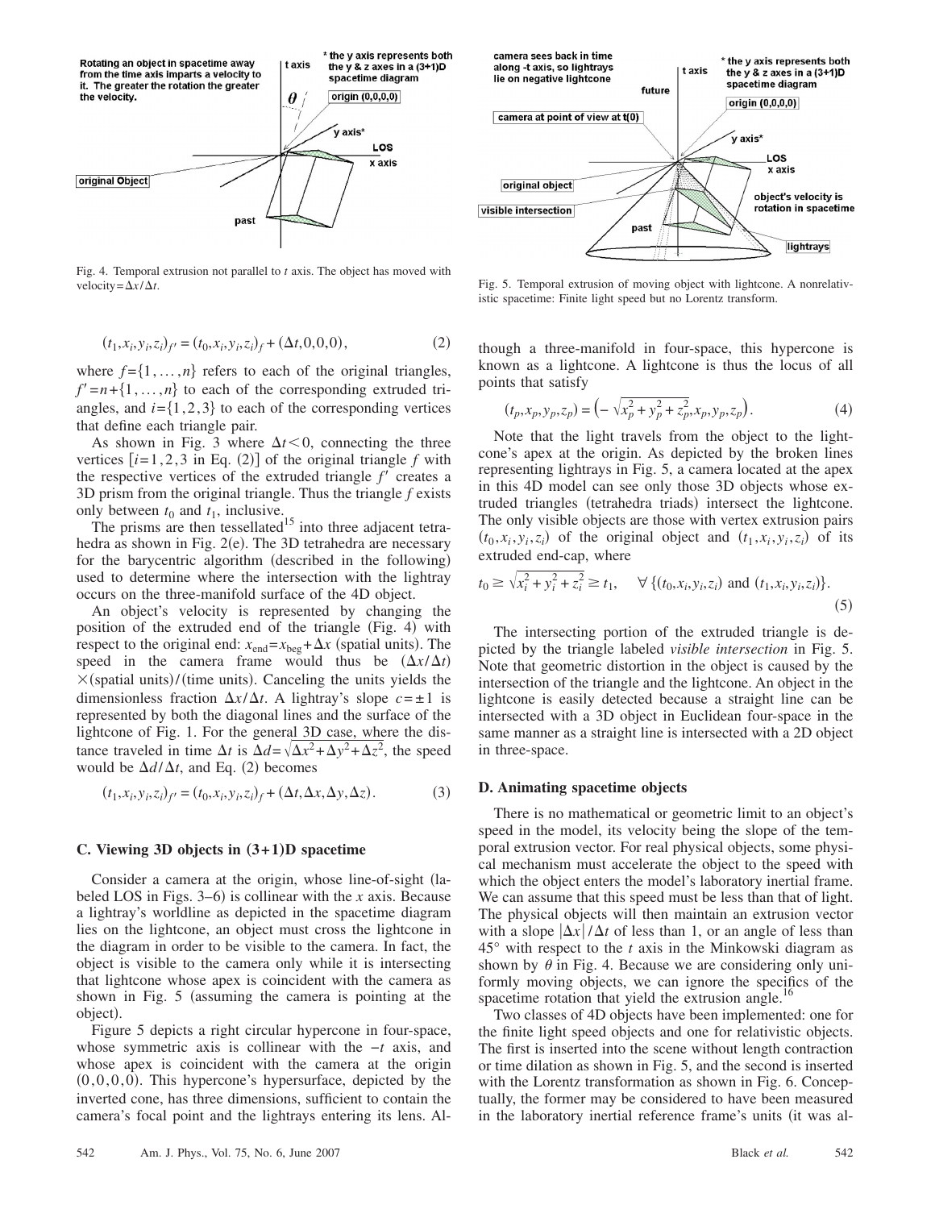Fig. 4. Temporal extrusion not parallel to $t$ axis. The object has moved with velocity $=\Delta x/\Delta t$.

Fig. 5. Temporal extrusion of moving object with lightcone. A nonrelativistic spacetime: Finite light speed but no Lorentz transform.

$$(t_1,x_i,y_i,z_i)_{f'} = (t_0,x_i,y_i,z_i)_f + (\Delta t,0,0,0), \tag{2}$$

where $f=\{1,\ldots,n\}$ refers to each of the original triangles, $f'=n+\{1,\ldots,n\}$ to each of the corresponding extruded triangles, and $i=\{1,2,3\}$ to each of the corresponding vertices that define each triangle pair.

As shown in Fig. 3 where $\Delta t<0$, connecting the three vertices $[i=1,2,3$ in Eq. (2)$]$ of the original triangle $f$ with the respective vertices of the extruded triangle $f'$ creates a 3D prism from the original triangle. Thus the triangle $f$ exists only between $t_0$ and $t_1$, inclusive.

The prisms are then tessellated[15] into three adjacent tetrahedra as shown in Fig. 2(e). The 3D tetrahedra are necessary for the barycentric algorithm (described in the following) used to determine where the intersection with the lightray occurs on the three-manifold surface of the 4D object.

An object's velocity is represented by changing the position of the extruded end of the triangle (Fig. 4) with respect to the original end: $x_{\text{end}}=x_{\text{beg}}+\Delta x$ (spatial units). The speed in the camera frame would thus be $(\Delta x/\Delta t)$ $\times$(spatial units)/(time units). Canceling the units yields the dimensionless fraction $\Delta x/\Delta t$. A lightray's slope $c=\pm 1$ is represented by both the diagonal lines and the surface of the lightcone of Fig. 1. For the general 3D case, where the distance traveled in time $\Delta t$ is $\Delta d=\sqrt{\Delta x^2+\Delta y^2+\Delta z^2}$, the speed would be $\Delta d/\Delta t$, and Eq. (2) becomes

$$(t_1,x_i,y_i,z_i)_{f'} = (t_0,x_i,y_i,z_i)_f + (\Delta t,\Delta x,\Delta y,\Delta z). \tag{3}$$

### C. Viewing 3D objects in (3+1)D spacetime

Consider a camera at the origin, whose line-of-sight (labeled LOS in Figs. 3–6) is collinear with the $x$ axis. Because a lightray's worldline as depicted in the spacetime diagram lies on the lightcone, an object must cross the lightcone in the diagram in order to be visible to the camera. In fact, the object is visible to the camera only while it is intersecting that lightcone whose apex is coincident with the camera as shown in Fig. 5 (assuming the camera is pointing at the object).

Figure 5 depicts a right circular hypercone in four-space, whose symmetric axis is collinear with the $-t$ axis, and whose apex is coincident with the camera at the origin $(0,0,0,0)$. This hypercone's hypersurface, depicted by the inverted cone, has three dimensions, sufficient to contain the camera's focal point and the lightrays entering its lens. Although a three-manifold in four-space, this hypercone is known as a lightcone. A lightcone is thus the locus of all points that satisfy

$$(t_p,x_p,y_p,z_p) = \left(-\sqrt{x_p^2+y_p^2+z_p^2},x_p,y_p,z_p\right). \tag{4}$$

Note that the light travels from the object to the lightcone's apex at the origin. As depicted by the broken lines representing lightrays in Fig. 5, a camera located at the apex in this 4D model can see only those 3D objects whose extruded triangles (tetrahedra triads) intersect the lightcone. The only visible objects are those with vertex extrusion pairs $(t_0,x_i,y_i,z_i)$ of the original object and $(t_1,x_i,y_i,z_i)$ of its extruded end-cap, where

$$t_0 \geq \sqrt{x_i^2+y_i^2+z_i^2} \geq t_1, \quad \forall\,\{(t_0,x_i,y_i,z_i) \text{ and } (t_1,x_i,y_i,z_i)\}. \tag{5}$$

The intersecting portion of the extruded triangle is depicted by the triangle labeled *visible intersection* in Fig. 5. Note that geometric distortion in the object is caused by the intersection of the triangle and the lightcone. An object in the lightcone is easily detected because a straight line can be intersected with a 3D object in Euclidean four-space in the same manner as a straight line is intersected with a 2D object in three-space.

### D. Animating spacetime objects

There is no mathematical or geometric limit to an object's speed in the model, its velocity being the slope of the temporal extrusion vector. For real physical objects, some physical mechanism must accelerate the object to the speed with which the object enters the model's laboratory inertial frame. We can assume that this speed must be less than that of light. The physical objects will then maintain an extrusion vector with a slope $|\Delta x|/\Delta t$ of less than 1, or an angle of less than 45° with respect to the $t$ axis in the Minkowski diagram as shown by $\theta$ in Fig. 4. Because we are considering only uniformly moving objects, we can ignore the specifics of the spacetime rotation that yield the extrusion angle.[16]

Two classes of 4D objects have been implemented: one for the finite light speed objects and one for relativistic objects. The first is inserted into the scene without length contraction or time dilation as shown in Fig. 5, and the second is inserted with the Lorentz transformation as shown in Fig. 6. Conceptually, the former may be considered to have been measured in the laboratory inertial reference frame's units (it was al-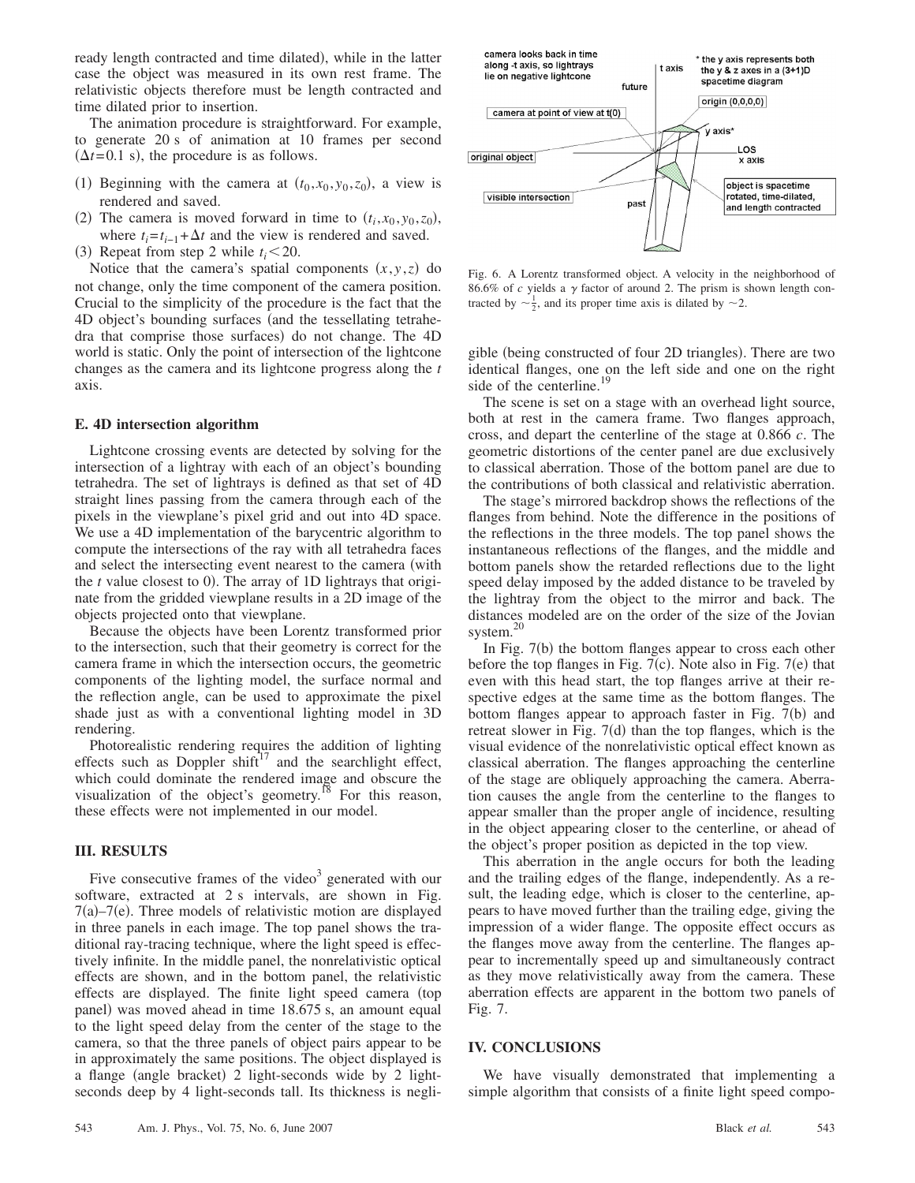ready length contracted and time dilated), while in the latter case the object was measured in its own rest frame. The relativistic objects therefore must be length contracted and time dilated prior to insertion.

The animation procedure is straightforward. For example, to generate 20 s of animation at 10 frames per second ($\Delta t = 0.1$ s), the procedure is as follows.

(1) Beginning with the camera at $(t_0, x_0, y_0, z_0)$, a view is rendered and saved.
(2) The camera is moved forward in time to $(t_i, x_0, y_0, z_0)$, where $t_i = t_{i-1} + \Delta t$ and the view is rendered and saved.
(3) Repeat from step 2 while $t_i < 20$.

Notice that the camera's spatial components $(x, y, z)$ do not change, only the time component of the camera position. Crucial to the simplicity of the procedure is the fact that the 4D object's bounding surfaces (and the tessellating tetrahedra that comprise those surfaces) do not change. The 4D world is static. Only the point of intersection of the lightcone changes as the camera and its lightcone progress along the $t$ axis.

### E. 4D intersection algorithm

Lightcone crossing events are detected by solving for the intersection of a lightray with each of an object's bounding tetrahedra. The set of lightrays is defined as that set of 4D straight lines passing from the camera through each of the pixels in the viewplane's pixel grid and out into 4D space. We use a 4D implementation of the barycentric algorithm to compute the intersections of the ray with all tetrahedra faces and select the intersecting event nearest to the camera (with the $t$ value closest to 0). The array of 1D lightrays that originate from the gridded viewplane results in a 2D image of the objects projected onto that viewplane.

Because the objects have been Lorentz transformed prior to the intersection, such that their geometry is correct for the camera frame in which the intersection occurs, the geometric components of the lighting model, the surface normal and the reflection angle, can be used to approximate the pixel shade just as with a conventional lighting model in 3D rendering.

Photorealistic rendering requires the addition of lighting effects such as Doppler shift[17] and the searchlight effect, which could dominate the rendered image and obscure the visualization of the object's geometry.[18] For this reason, these effects were not implemented in our model.

## III. RESULTS

Five consecutive frames of the video[3] generated with our software, extracted at 2 s intervals, are shown in Fig. 7(a)–7(e). Three models of relativistic motion are displayed in three panels in each image. The top panel shows the traditional ray-tracing technique, where the light speed is effectively infinite. In the middle panel, the nonrelativistic optical effects are shown, and in the bottom panel, the relativistic effects are displayed. The finite light speed camera (top panel) was moved ahead in time 18.675 s, an amount equal to the light speed delay from the center of the stage to the camera, so that the three panels of object pairs appear to be in approximately the same positions. The object displayed is a flange (angle bracket) 2 light-seconds wide by 2 light-seconds deep by 4 light-seconds tall. Its thickness is negligible (being constructed of four 2D triangles). There are two identical flanges, one on the left side and one on the right side of the centerline.[19]

Fig. 6. A Lorentz transformed object. A velocity in the neighborhood of 86.6% of $c$ yields a $\gamma$ factor of around 2. The prism is shown length contracted by $\sim\frac{1}{2}$, and its proper time axis is dilated by $\sim 2$.

The scene is set on a stage with an overhead light source, both at rest in the camera frame. Two flanges approach, cross, and depart the centerline of the stage at 0.866 $c$. The geometric distortions of the center panel are due exclusively to classical aberration. Those of the bottom panel are due to the contributions of both classical and relativistic aberration.

The stage's mirrored backdrop shows the reflections of the flanges from behind. Note the difference in the positions of the reflections in the three models. The top panel shows the instantaneous reflections of the flanges, and the middle and bottom panels show the retarded reflections due to the light speed delay imposed by the added distance to be traveled by the lightray from the object to the mirror and back. The distances modeled are on the order of the size of the Jovian system.[20]

In Fig. 7(b) the bottom flanges appear to cross each other before the top flanges in Fig. 7(c). Note also in Fig. 7(e) that even with this head start, the top flanges arrive at their respective edges at the same time as the bottom flanges. The bottom flanges appear to approach faster in Fig. 7(b) and retreat slower in Fig. 7(d) than the top flanges, which is the visual evidence of the nonrelativistic optical effect known as classical aberration. The flanges approaching the centerline of the stage are obliquely approaching the camera. Aberration causes the angle from the centerline to the flanges to appear smaller than the proper angle of incidence, resulting in the object appearing closer to the centerline, or ahead of the object's proper position as depicted in the top view.

This aberration in the angle occurs for both the leading and the trailing edges of the flange, independently. As a result, the leading edge, which is closer to the centerline, appears to have moved further than the trailing edge, giving the impression of a wider flange. The opposite effect occurs as the flanges move away from the centerline. The flanges appear to incrementally speed up and simultaneously contract as they move relativistically away from the camera. These aberration effects are apparent in the bottom two panels of Fig. 7.

## IV. CONCLUSIONS

We have visually demonstrated that implementing a simple algorithm that consists of a finite light speed compo-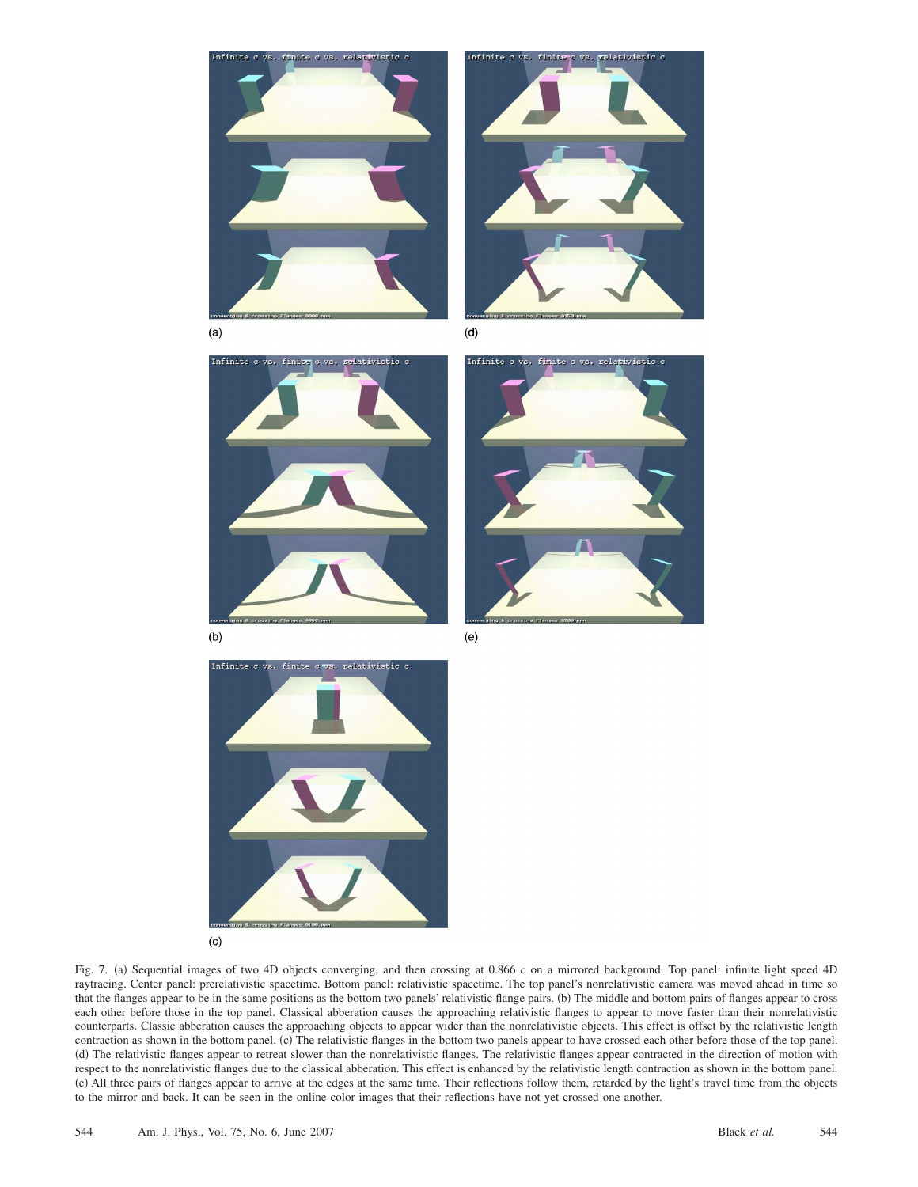Fig. 7. (a) Sequential images of two 4D objects converging, and then crossing at 0.866 $c$ on a mirrored background. Top panel: infinite light speed 4D raytracing. Center panel: prerelativistic spacetime. Bottom panel: relativistic spacetime. The top panel's nonrelativistic camera was moved ahead in time so that the flanges appear to be in the same positions as the bottom two panels' relativistic flange pairs. (b) The middle and bottom pairs of flanges appear to cross each other before those in the top panel. Classical abberation causes the approaching relativistic flanges to appear to move faster than their nonrelativistic counterparts. Classic abberation causes the approaching objects to appear wider than the nonrelativistic objects. This effect is offset by the relativistic length contraction as shown in the bottom panel. (c) The relativistic flanges in the bottom two panels appear to have crossed each other before those of the top panel. (d) The relativistic flanges appear to retreat slower than the nonrelativistic flanges. The relativistic flanges appear contracted in the direction of motion with respect to the nonrelativistic flanges due to the classical abberation. This effect is enhanced by the relativistic length contraction as shown in the bottom panel. (e) All three pairs of flanges appear to arrive at the edges at the same time. Their reflections follow them, retarded by the light's travel time from the objects to the mirror and back. It can be seen in the online color images that their reflections have not yet crossed one another.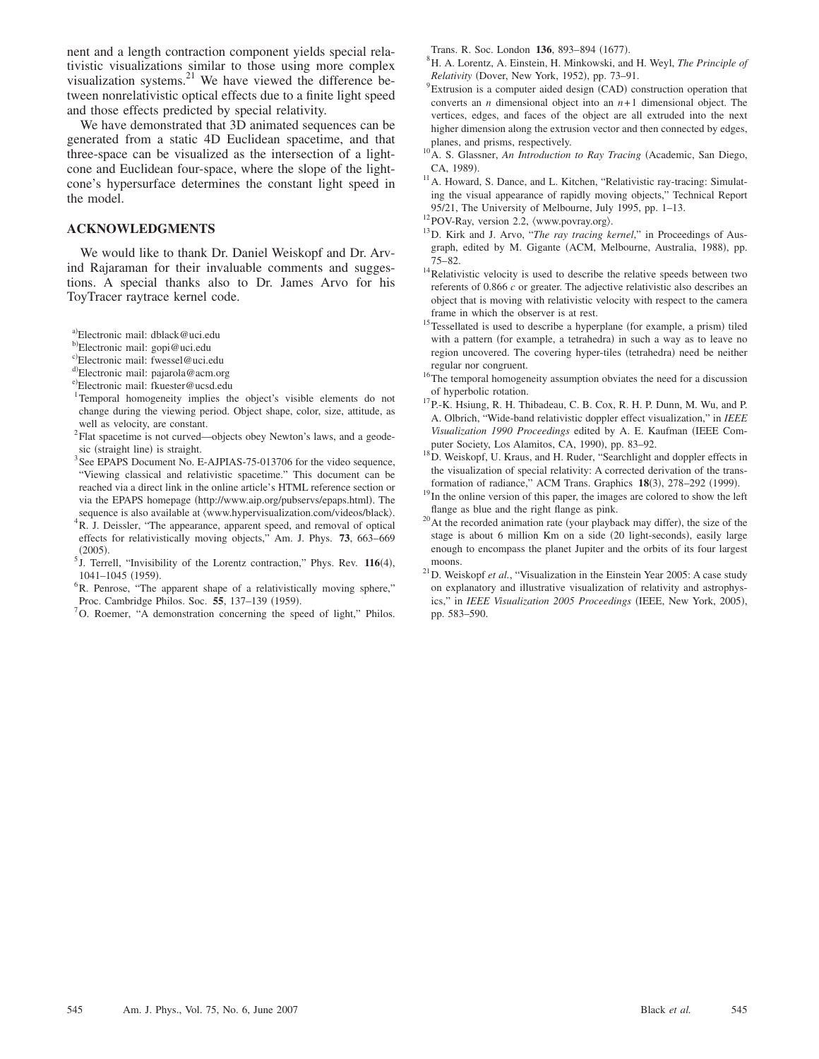nent and a length contraction component yields special relativistic visualizations similar to those using more complex visualization systems.[21] We have viewed the difference between nonrelativistic optical effects due to a finite light speed and those effects predicted by special relativity.

We have demonstrated that 3D animated sequences can be generated from a static 4D Euclidean spacetime, and that three-space can be visualized as the intersection of a light-cone and Euclidean four-space, where the slope of the light-cone's hypersurface determines the constant light speed in the model.

## ACKNOWLEDGMENTS

We would like to thank Dr. Daniel Weiskopf and Dr. Arvind Rajaraman for their invaluable comments and suggestions. A special thanks also to Dr. James Arvo for his ToyTracer raytrace kernel code.

[a]Electronic mail: dblack@uci.edu

[b]Electronic mail: gopi@uci.edu

[c]Electronic mail: fwessel@uci.edu

[d]Electronic mail: pajarola@acm.org

[e]Electronic mail: fkuester@ucsd.edu

[1]Temporal homogeneity implies the object's visible elements do not change during the viewing period. Object shape, color, size, attitude, as well as velocity, are constant.

[2]Flat spacetime is not curved—objects obey Newton's laws, and a geodesic (straight line) is straight.

[3]See EPAPS Document No. E-AJPIAS-75-013706 for the video sequence, "Viewing classical and relativistic spacetime." This document can be reached via a direct link in the online article's HTML reference section or via the EPAPS homepage (http://www.aip.org/pubservs/epaps.html). The sequence is also available at ⟨www.hypervisualization.com/videos/black⟩.

[4]R. J. Deissler, "The appearance, apparent speed, and removal of optical effects for relativistically moving objects," Am. J. Phys. **73**, 663–669 (2005).

[5]J. Terrell, "Invisibility of the Lorentz contraction," Phys. Rev. **116**(4), 1041–1045 (1959).

[6]R. Penrose, "The apparent shape of a relativistically moving sphere," Proc. Cambridge Philos. Soc. **55**, 137–139 (1959).

[7]O. Roemer, "A demonstration concerning the speed of light," Philos. Trans. R. Soc. London **136**, 893–894 (1677).

[8]H. A. Lorentz, A. Einstein, H. Minkowski, and H. Weyl, *The Principle of Relativity* (Dover, New York, 1952), pp. 73–91.

[9]Extrusion is a computer aided design (CAD) construction operation that converts an $n$ dimensional object into an $n+1$ dimensional object. The vertices, edges, and faces of the object are all extruded into the next higher dimension along the extrusion vector and then connected by edges, planes, and prisms, respectively.

[10]A. S. Glassner, *An Introduction to Ray Tracing* (Academic, San Diego, CA, 1989).

[11]A. Howard, S. Dance, and L. Kitchen, "Relativistic ray-tracing: Simulating the visual appearance of rapidly moving objects," Technical Report 95/21, The University of Melbourne, July 1995, pp. 1–13.

[12]POV-Ray, version 2.2, ⟨www.povray.org⟩.

[13]D. Kirk and J. Arvo, "*The ray tracing kernel*," in Proceedings of Ausgraph, edited by M. Gigante (ACM, Melbourne, Australia, 1988), pp. 75–82.

[14]Relativistic velocity is used to describe the relative speeds between two referents of 0.866 $c$ or greater. The adjective relativistic also describes an object that is moving with relativistic velocity with respect to the camera frame in which the observer is at rest.

[15]Tessellated is used to describe a hyperplane (for example, a prism) tiled with a pattern (for example, a tetrahedra) in such a way as to leave no region uncovered. The covering hyper-tiles (tetrahedra) need be neither regular nor congruent.

[16]The temporal homogeneity assumption obviates the need for a discussion of hyperbolic rotation.

[17]P.-K. Hsiung, R. H. Thibadeau, C. B. Cox, R. H. P. Dunn, M. Wu, and P. A. Olbrich, "Wide-band relativistic doppler effect visualization," in *IEEE Visualization 1990 Proceedings* edited by A. E. Kaufman (IEEE Computer Society, Los Alamitos, CA, 1990), pp. 83–92.

[18]D. Weiskopf, U. Kraus, and H. Ruder, "Searchlight and doppler effects in the visualization of special relativity: A corrected derivation of the transformation of radiance," ACM Trans. Graphics **18**(3), 278–292 (1999).

[19]In the online version of this paper, the images are colored to show the left flange as blue and the right flange as pink.

[20]At the recorded animation rate (your playback may differ), the size of the stage is about 6 million Km on a side (20 light-seconds), easily large enough to encompass the planet Jupiter and the orbits of its four largest moons.

[21]D. Weiskopf *et al.*, "Visualization in the Einstein Year 2005: A case study on explanatory and illustrative visualization of relativity and astrophysics," in *IEEE Visualization 2005 Proceedings* (IEEE, New York, 2005), pp. 583–590.